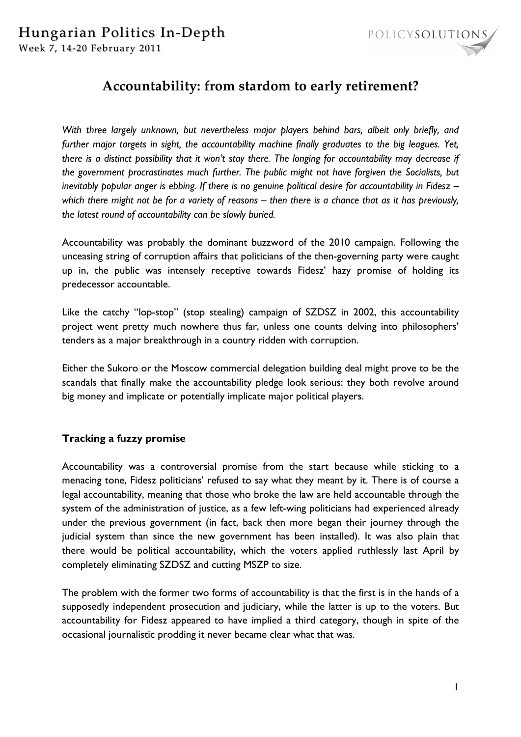# Accountability: from stardom to early retirement?

*With three largely unknown, but nevertheless major players behind bars, albeit only briefly, and further major targets in sight, the accountability machine finally graduates to the big leagues. Yet, there is a distinct possibility that it won't stay there. The longing for accountability may decrease if the government procrastinates much further. The public might not have forgiven the Socialists, but inevitably popular anger is ebbing. If there is no genuine political desire for accountability in Fidesz – which there might not be for a variety of reasons – then there is a chance that as it has previously, the latest round of accountability can be slowly buried.*

Accountability was probably the dominant buzzword of the 2010 campaign. Following the unceasing string of corruption affairs that politicians of the then-governing party were caught up in, the public was intensely receptive towards Fidesz' hazy promise of holding its predecessor accountable.

Like the catchy "lop-stop" (stop stealing) campaign of SZDSZ in 2002, this accountability project went pretty much nowhere thus far, unless one counts delving into philosophers' tenders as a major breakthrough in a country ridden with corruption.

Either the Sukoro or the Moscow commercial delegation building deal might prove to be the scandals that finally make the accountability pledge look serious: they both revolve around big money and implicate or potentially implicate major political players.

## Tracking a fuzzy promise

Accountability was a controversial promise from the start because while sticking to a menacing tone, Fidesz politicians' refused to say what they meant by it. There is of course a legal accountability, meaning that those who broke the law are held accountable through the system of the administration of justice, as a few left-wing politicians had experienced already under the previous government (in fact, back then more began their journey through the judicial system than since the new government has been installed). It was also plain that there would be political accountability, which the voters applied ruthlessly last April by completely eliminating SZDSZ and cutting MSZP to size.

The problem with the former two forms of accountability is that the first is in the hands of a supposedly independent prosecution and judiciary, while the latter is up to the voters. But accountability for Fidesz appeared to have implied a third category, though in spite of the occasional journalistic prodding it never became clear what that was.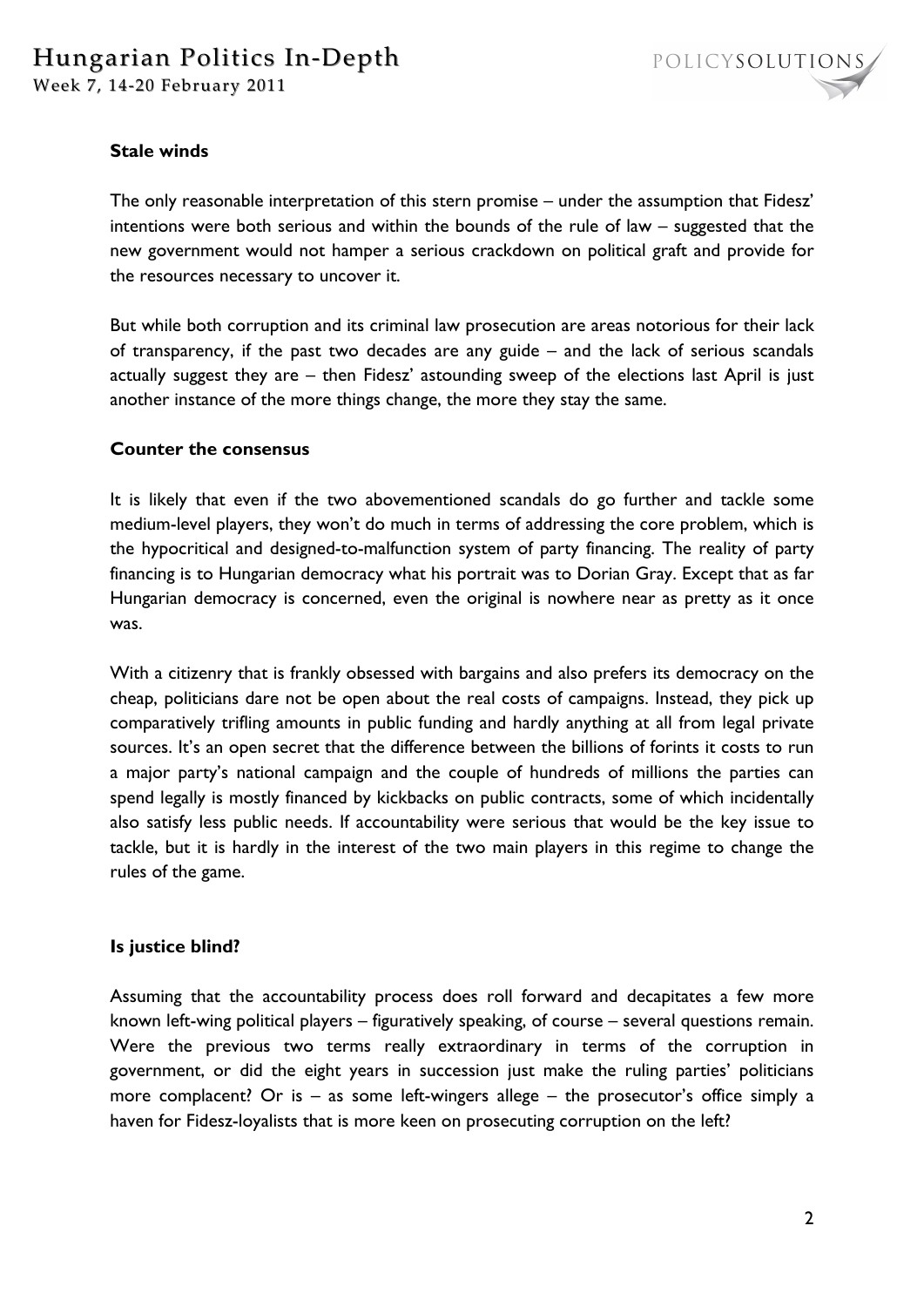**Stale winds**

The only reasonable interpretation of this stern promise – under the assumption that Fidesz' intentions were both serious and within the bounds of the rule of law – suggested that the new government would not hamper a serious crackdown on political graft and provide for the resources necessary to uncover it.

But while both corruption and its criminal law prosecution are areas notorious for their lack of transparency, if the past two decades are any guide – and the lack of serious scandals actually suggest they are – then Fidesz' astounding sweep of the elections last April is just another instance of the more things change, the more they stay the same.

**Counter the consensus**

It is likely that even if the two abovementioned scandals do go further and tackle some medium-level players, they won't do much in terms of addressing the core problem, which is the hypocritical and designed-to-malfunction system of party financing. The reality of party financing is to Hungarian democracy what his portrait was to Dorian Gray. Except that as far Hungarian democracy is concerned, even the original is nowhere near as pretty as it once was.

With a citizenry that is frankly obsessed with bargains and also prefers its democracy on the cheap, politicians dare not be open about the real costs of campaigns. Instead, they pick up comparatively trifling amounts in public funding and hardly anything at all from legal private sources. It's an open secret that the difference between the billions of forints it costs to run a major party's national campaign and the couple of hundreds of millions the parties can spend legally is mostly financed by kickbacks on public contracts, some of which incidentally also satisfy less public needs. If accountability were serious that would be the key issue to tackle, but it is hardly in the interest of the two main players in this regime to change the rules of the game.

**Is justice blind?**

Assuming that the accountability process does roll forward and decapitates a few more known left-wing political players – figuratively speaking, of course – several questions remain. Were the previous two terms really extraordinary in terms of the corruption in government, or did the eight years in succession just make the ruling parties' politicians more complacent? Or is – as some left-wingers allege – the prosecutor's office simply a haven for Fidesz-loyalists that is more keen on prosecuting corruption on the left?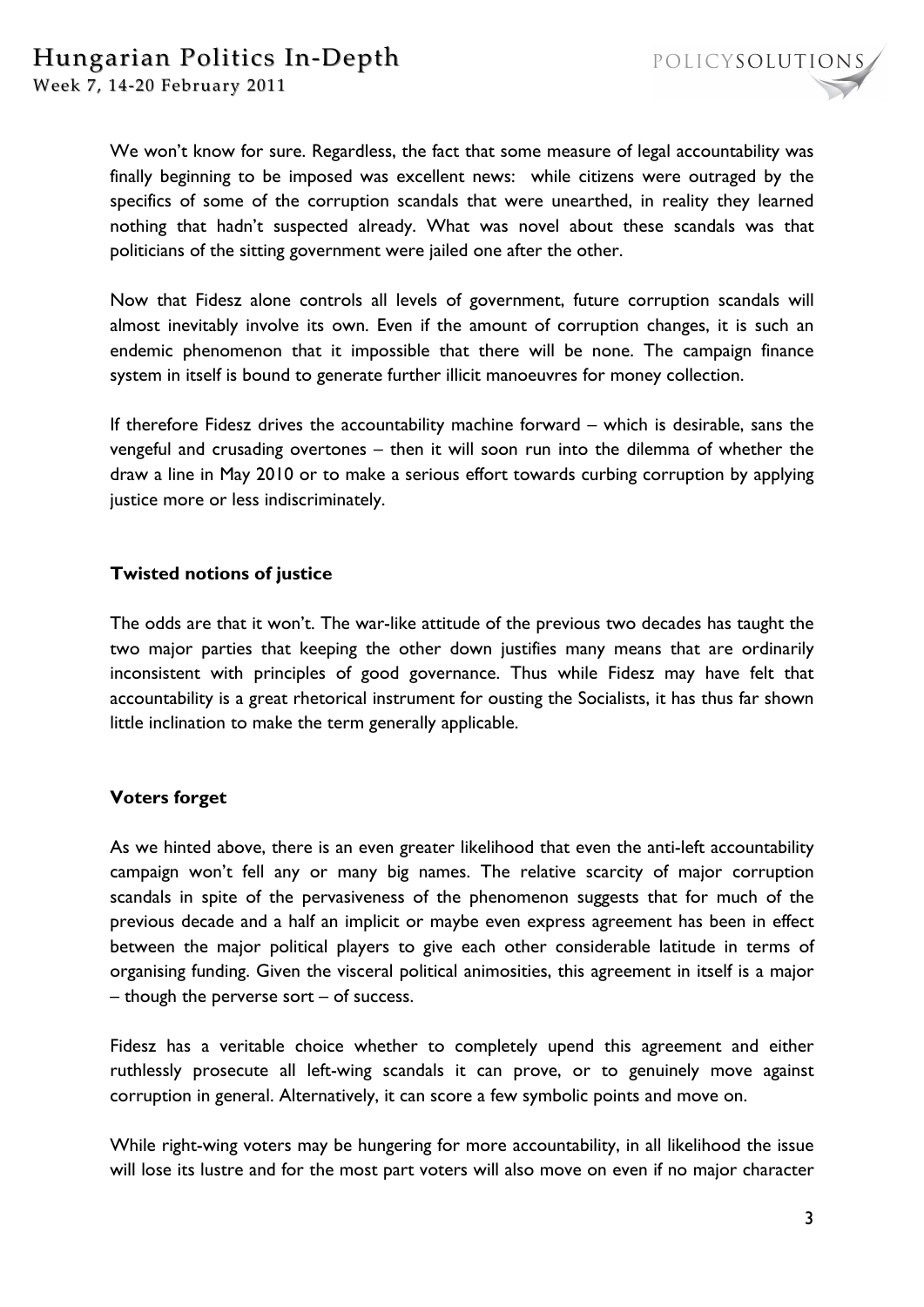We won't know for sure. Regardless, the fact that some measure of legal accountability was finally beginning to be imposed was excellent news: while citizens were outraged by the specifics of some of the corruption scandals that were unearthed, in reality they learned nothing that hadn't suspected already. What was novel about these scandals was that politicians of the sitting government were jailed one after the other.

Now that Fidesz alone controls all levels of government, future corruption scandals will almost inevitably involve its own. Even if the amount of corruption changes, it is such an endemic phenomenon that it impossible that there will be none. The campaign finance system in itself is bound to generate further illicit manoeuvres for money collection.

If therefore Fidesz drives the accountability machine forward – which is desirable, sans the vengeful and crusading overtones – then it will soon run into the dilemma of whether the draw a line in May 2010 or to make a serious effort towards curbing corruption by applying justice more or less indiscriminately.

**Twisted notions of justice**

The odds are that it won't. The war-like attitude of the previous two decades has taught the two major parties that keeping the other down justifies many means that are ordinarily inconsistent with principles of good governance. Thus while Fidesz may have felt that accountability is a great rhetorical instrument for ousting the Socialists, it has thus far shown little inclination to make the term generally applicable.

**Voters forget**

As we hinted above, there is an even greater likelihood that even the anti-left accountability campaign won't fell any or many big names. The relative scarcity of major corruption scandals in spite of the pervasiveness of the phenomenon suggests that for much of the previous decade and a half an implicit or maybe even express agreement has been in effect between the major political players to give each other considerable latitude in terms of organising funding. Given the visceral political animosities, this agreement in itself is a major – though the perverse sort – of success.

Fidesz has a veritable choice whether to completely upend this agreement and either ruthlessly prosecute all left-wing scandals it can prove, or to genuinely move against corruption in general. Alternatively, it can score a few symbolic points and move on.

While right-wing voters may be hungering for more accountability, in all likelihood the issue will lose its lustre and for the most part voters will also move on even if no major character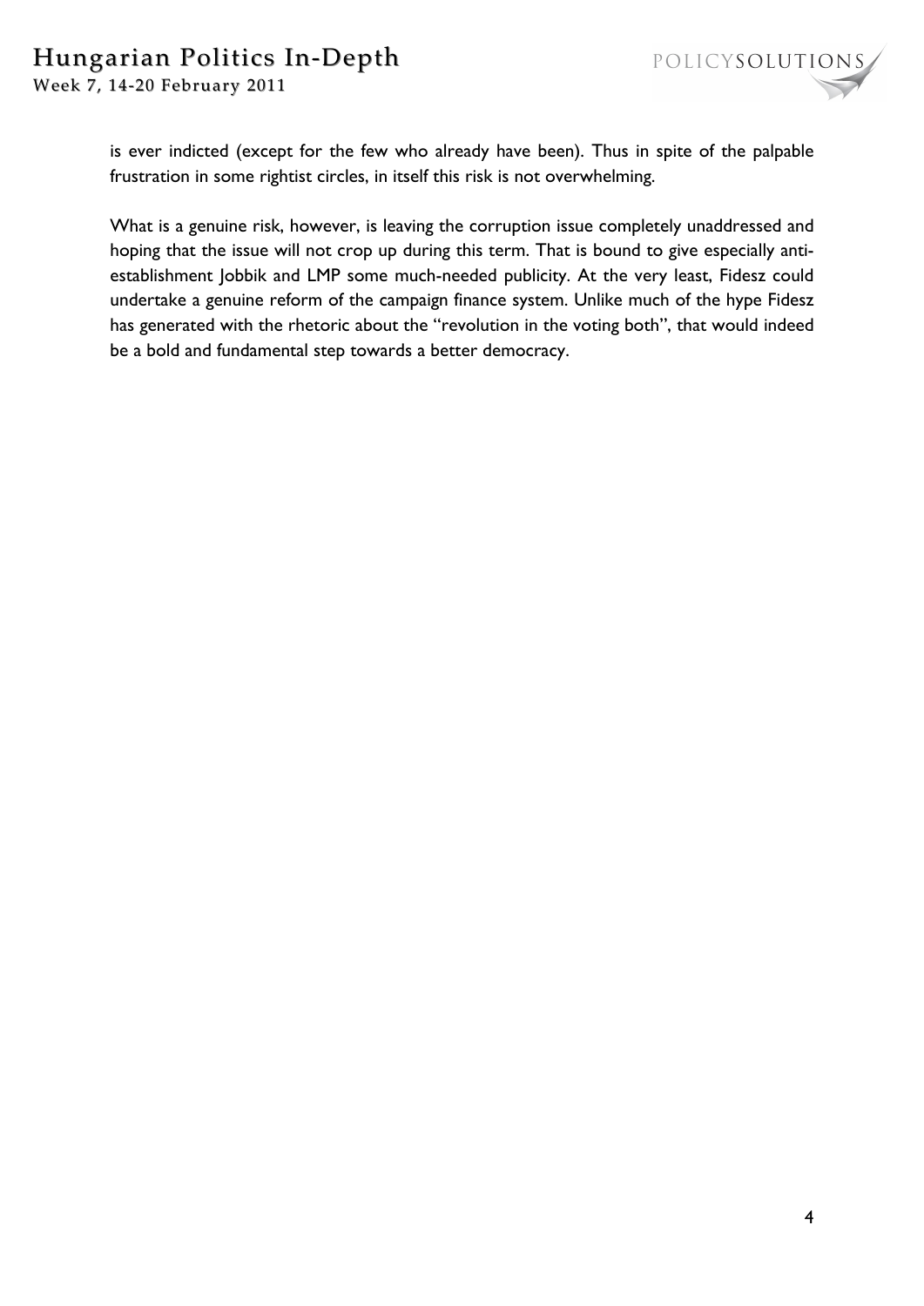is ever indicted (except for the few who already have been). Thus in spite of the palpable frustration in some rightist circles, in itself this risk is not overwhelming.

What is a genuine risk, however, is leaving the corruption issue completely unaddressed and hoping that the issue will not crop up during this term. That is bound to give especially anti-establishment Jobbik and LMP some much-needed publicity. At the very least, Fidesz could undertake a genuine reform of the campaign finance system. Unlike much of the hype Fidesz has generated with the rhetoric about the "revolution in the voting both", that would indeed be a bold and fundamental step towards a better democracy.